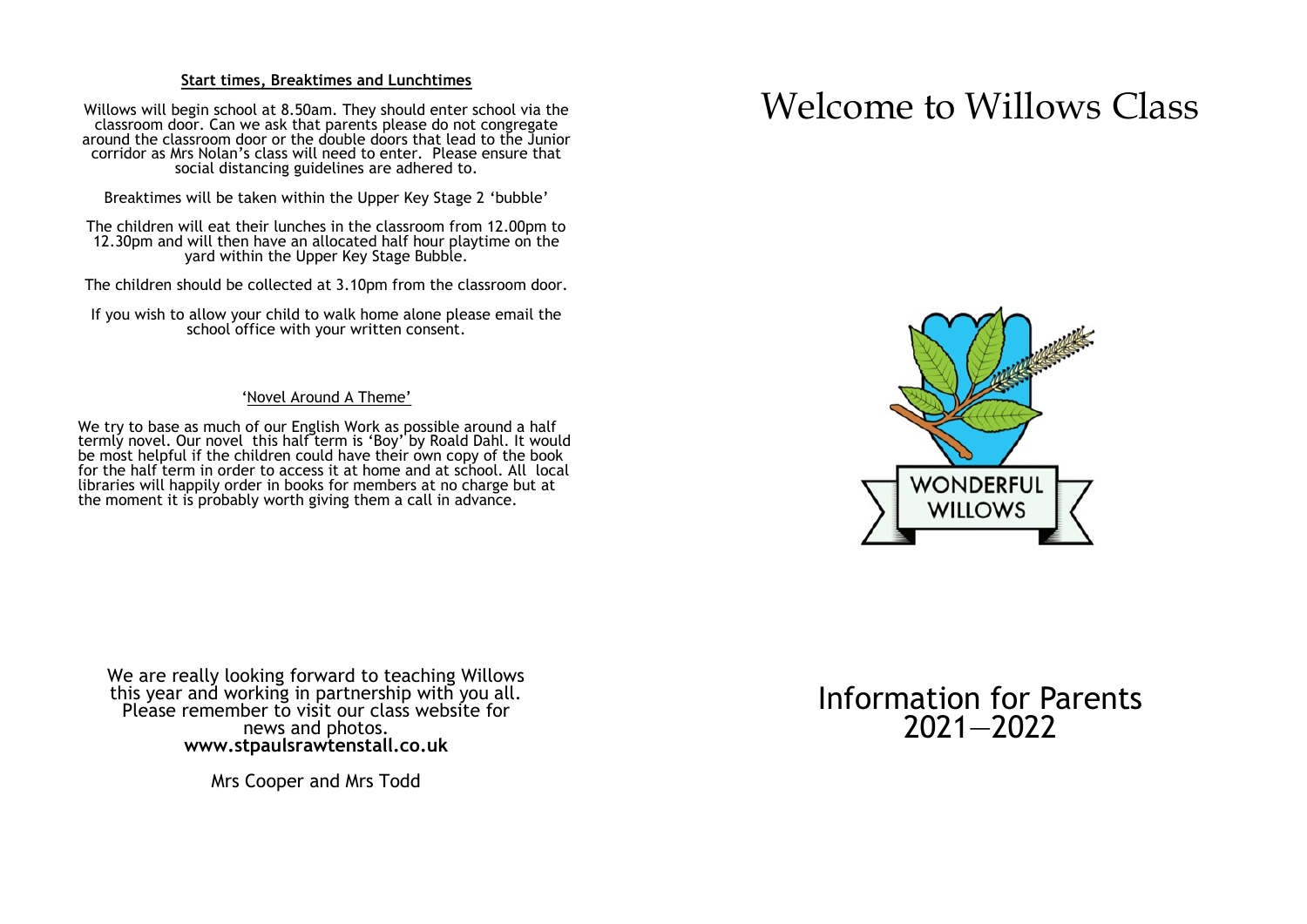**Start times, Breaktimes and Lunchtimes**

Willows will begin school at 8.50am. They should enter school via the classroom door. Can we ask that parents please do not congregate around the classroom door or the double doors that lead to the Junior corridor as Mrs Nolan's class will need to enter. Please ensure that social distancing guidelines are adhered to.

Breaktimes will be taken within the Upper Key Stage 2 'bubble'

The children will eat their lunches in the classroom from 12.00pm to 12.30pm and will then have an allocated half hour playtime on the yard within the Upper Key Stage Bubble.

The children should be collected at 3.10pm from the classroom door.

If you wish to allow your child to walk home alone please email the school office with your written consent.

'Novel Around A Theme'

We try to base as much of our English Work as possible around a half termly novel. Our novel this half term is 'Boy' by Roald Dahl. It would be most helpful if the children could have their own copy of the book for the half term in order to access it at home and at school. All local libraries will happily order in books for members at no charge but at the moment it is probably worth giving them a call in advance.

We are really looking forward to teaching Willows this year and working in partnership with you all. Please remember to visit our class website for news and photos.
**www.stpaulsrawtenstall.co.uk**

Mrs Cooper and Mrs Todd

# Welcome to Willows Class

WONDERFUL WILLOWS

## Information for Parents 2021—2022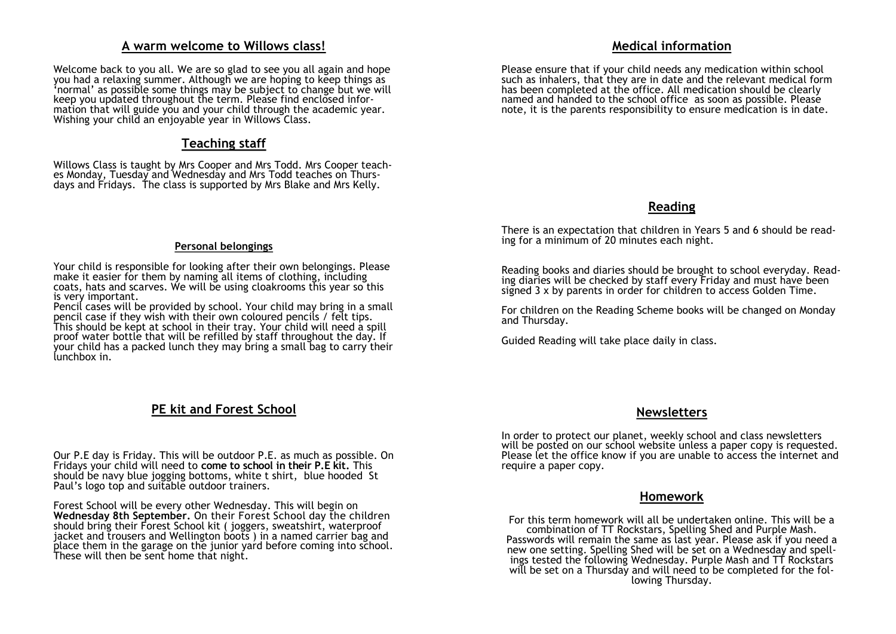## A warm welcome to Willows class!

Welcome back to you all. We are so glad to see you all again and hope you had a relaxing summer. Although we are hoping to keep things as 'normal' as possible some things may be subject to change but we will keep you updated throughout the term. Please find enclosed information that will guide you and your child through the academic year. Wishing your child an enjoyable year in Willows Class.

## Teaching staff

Willows Class is taught by Mrs Cooper and Mrs Todd. Mrs Cooper teaches Monday, Tuesday and Wednesday and Mrs Todd teaches on Thursdays and Fridays. The class is supported by Mrs Blake and Mrs Kelly.

### Personal belongings

Your child is responsible for looking after their own belongings. Please make it easier for them by naming all items of clothing, including coats, hats and scarves. We will be using cloakrooms this year so this is very important.

Pencil cases will be provided by school. Your child may bring in a small pencil case if they wish with their own coloured pencils / felt tips. This should be kept at school in their tray. Your child will need a spill proof water bottle that will be refilled by staff throughout the day. If your child has a packed lunch they may bring a small bag to carry their lunchbox in.

## PE kit and Forest School

Our P.E day is Friday. This will be outdoor P.E. as much as possible. On Fridays your child will need to **come to school in their P.E kit.** This should be navy blue jogging bottoms, white t shirt, blue hooded St Paul's logo top and suitable outdoor trainers.

Forest School will be every other Wednesday. This will begin on **Wednesday 8th September.** On their Forest School day the children should bring their Forest School kit ( joggers, sweatshirt, waterproof jacket and trousers and Wellington boots ) in a named carrier bag and place them in the garage on the junior yard before coming into school. These will then be sent home that night.

## Medical information

Please ensure that if your child needs any medication within school such as inhalers, that they are in date and the relevant medical form has been completed at the office. All medication should be clearly named and handed to the school office as soon as possible. Please note, it is the parents responsibility to ensure medication is in date.

## Reading

There is an expectation that children in Years 5 and 6 should be reading for a minimum of 20 minutes each night.

Reading books and diaries should be brought to school everyday. Reading diaries will be checked by staff every Friday and must have been signed 3 x by parents in order for children to access Golden Time.

For children on the Reading Scheme books will be changed on Monday and Thursday.

Guided Reading will take place daily in class.

## Newsletters

In order to protect our planet, weekly school and class newsletters will be posted on our school website unless a paper copy is requested. Please let the office know if you are unable to access the internet and require a paper copy.

## Homework

For this term homework will all be undertaken online. This will be a combination of TT Rockstars, Spelling Shed and Purple Mash. Passwords will remain the same as last year. Please ask if you need a new one setting. Spelling Shed will be set on a Wednesday and spellings tested the following Wednesday. Purple Mash and TT Rockstars will be set on a Thursday and will need to be completed for the following Thursday.